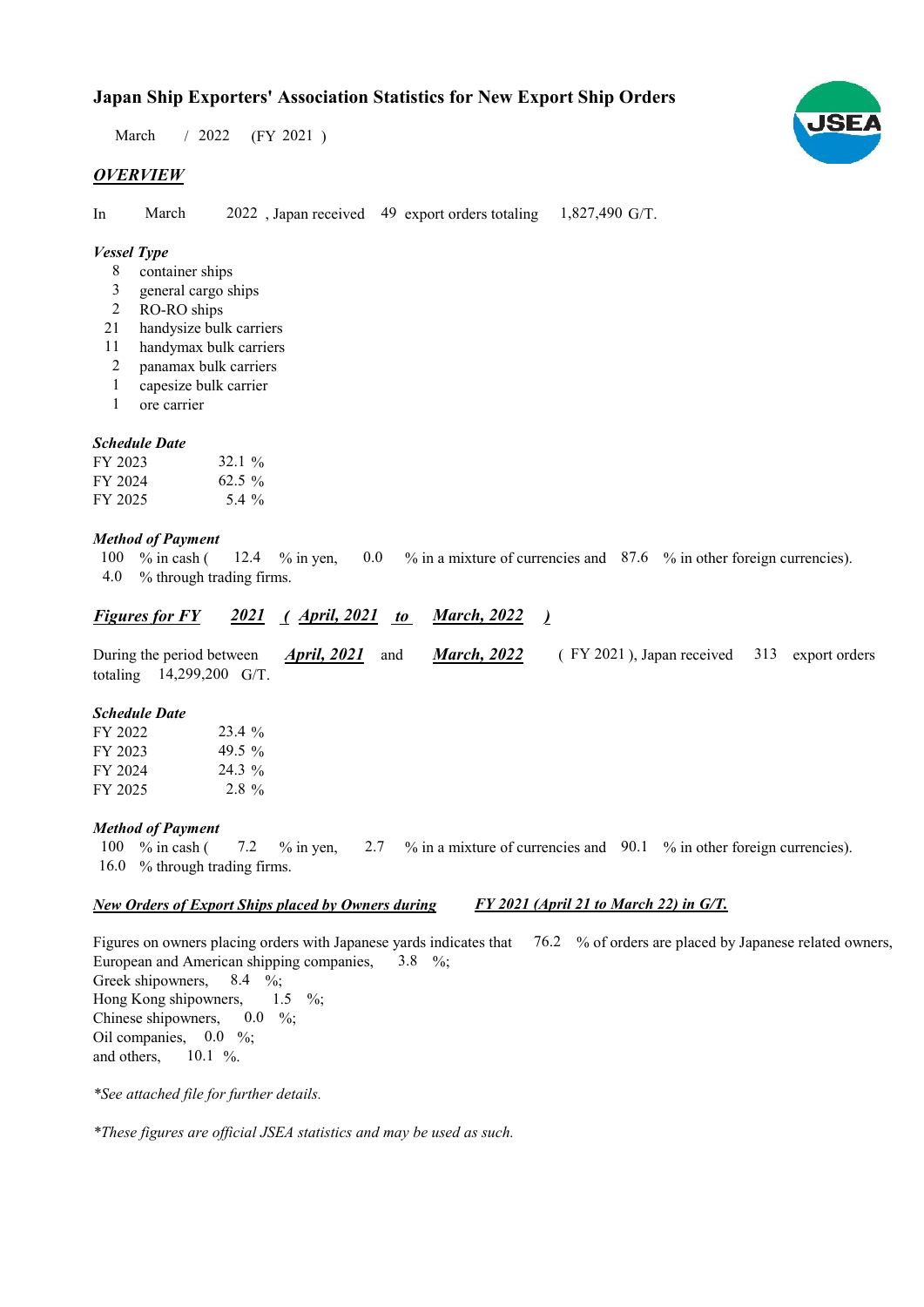# Japan Ship Exporters' Association Statistics for New Export Ship Orders

March / 2022 (FY 2021 )

## *OVERVIEW*

In March 2022 , Japan received 49 export orders totaling 1,827,490 G/T.

### *Vessel Type*

- 8 container ships
- 3 general cargo ships
- 2 RO-RO ships
- 21 handysize bulk carriers
- 11 handymax bulk carriers
- 2 panamax bulk carriers
- 1 capesize bulk carrier
- 1 ore carrier

### *Schedule Date*

| | |
|---|---|
| FY 2023 | 32.1 % |
| FY 2024 | 62.5 % |
| FY 2025 | 5.4 % |

### *Method of Payment*

100 % in cash ( 12.4 % in yen, 0.0 % in a mixture of currencies and 87.6 % in other foreign currencies).
4.0 % through trading firms.

## *Figures for FY 2021 ( April, 2021 to March, 2022 )*

During the period between *April, 2021* and *March, 2022* ( FY 2021 ), Japan received 313 export orders totaling 14,299,200 G/T.

### *Schedule Date*

| | |
|---|---|
| FY 2022 | 23.4 % |
| FY 2023 | 49.5 % |
| FY 2024 | 24.3 % |
| FY 2025 | 2.8 % |

### *Method of Payment*

100 % in cash ( 7.2 % in yen, 2.7 % in a mixture of currencies and 90.1 % in other foreign currencies).
16.0 % through trading firms.

## *New Orders of Export Ships placed by Owners during FY 2021 (April 21 to March 22) in G/T.*

Figures on owners placing orders with Japanese yards indicates that 76.2 % of orders are placed by Japanese related owners,
European and American shipping companies, 3.8 %;
Greek shipowners, 8.4 %;
Hong Kong shipowners, 1.5 %;
Chinese shipowners, 0.0 %;
Oil companies, 0.0 %;
and others, 10.1 %.

*\*See attached file for further details.*

*\*These figures are official JSEA statistics and may be used as such.*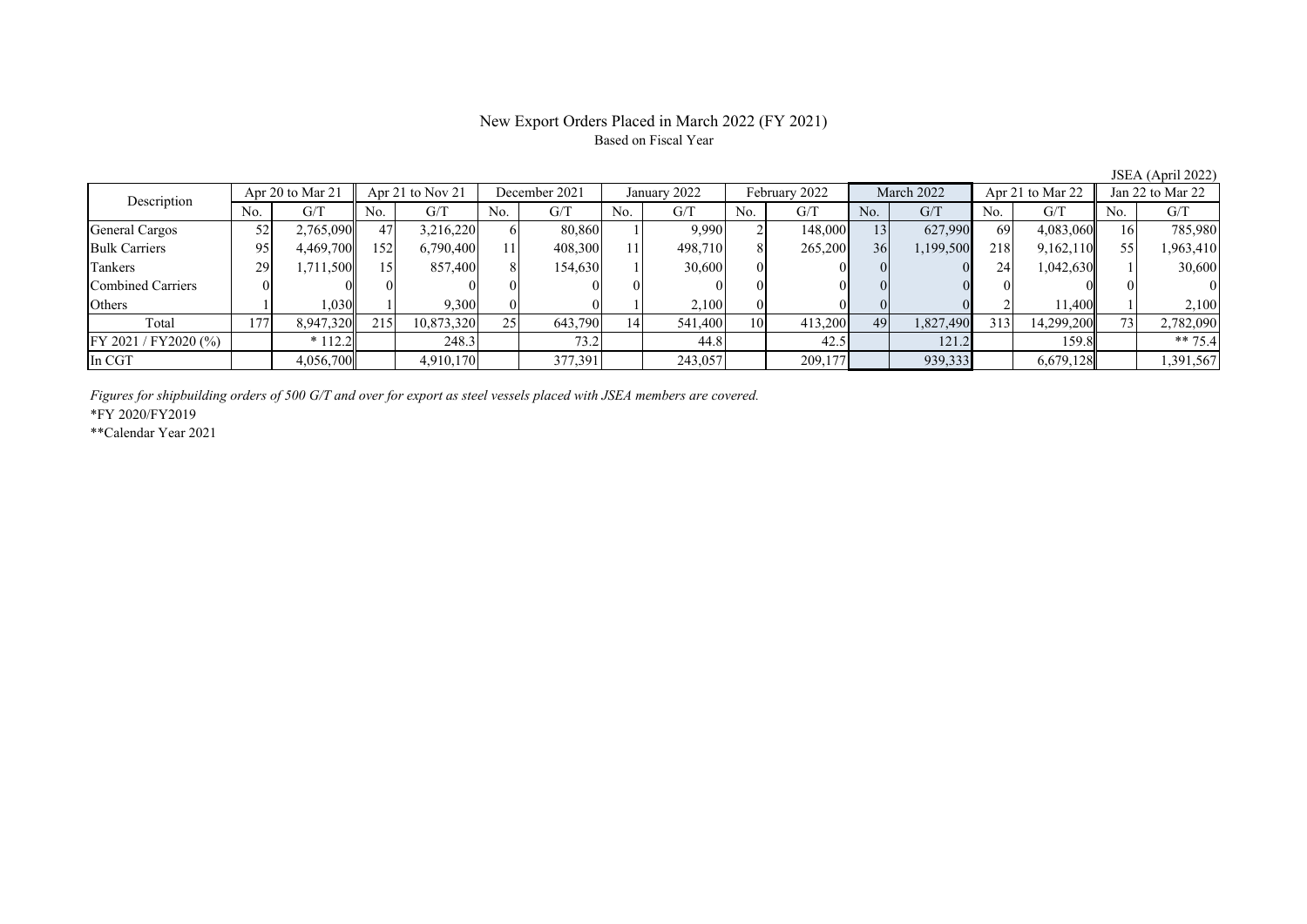# New Export Orders Placed in March 2022 (FY 2021)

Based on Fiscal Year

JSEA (April 2022)

| Description | Apr 20 to Mar 21 | | Apr 21 to Nov 21 | | December 2021 | | January 2022 | | February 2022 | | March 2022 | | Apr 21 to Mar 22 | | Jan 22 to Mar 22 | |
|---|---|---|---|---|---|---|---|---|---|---|---|---|---|---|---|---|
| | No. | G/T | No. | G/T | No. | G/T | No. | G/T | No. | G/T | No. | G/T | No. | G/T | No. | G/T |
| General Cargos | 52 | 2,765,090 | 47 | 3,216,220 | 6 | 80,860 | 1 | 9,990 | 2 | 148,000 | 13 | 627,990 | 69 | 4,083,060 | 16 | 785,980 |
| Bulk Carriers | 95 | 4,469,700 | 152 | 6,790,400 | 11 | 408,300 | 11 | 498,710 | 8 | 265,200 | 36 | 1,199,500 | 218 | 9,162,110 | 55 | 1,963,410 |
| Tankers | 29 | 1,711,500 | 15 | 857,400 | 8 | 154,630 | 1 | 30,600 | 0 | 0 | 0 | 0 | 24 | 1,042,630 | 1 | 30,600 |
| Combined Carriers | 0 | 0 | 0 | 0 | 0 | 0 | 0 | 0 | 0 | 0 | 0 | 0 | 0 | 0 | 0 | 0 |
| Others | 1 | 1,030 | 1 | 9,300 | 0 | 0 | 1 | 2,100 | 0 | 0 | 0 | 0 | 2 | 11,400 | 1 | 2,100 |
| Total | 177 | 8,947,320 | 215 | 10,873,320 | 25 | 643,790 | 14 | 541,400 | 10 | 413,200 | 49 | 1,827,490 | 313 | 14,299,200 | 73 | 2,782,090 |
| FY 2021 / FY2020 (%) | | * 112.2 | | 248.3 | | 73.2 | | 44.8 | | 42.5 | | 121.2 | | 159.8 | | ** 75.4 |
| In CGT | | 4,056,700 | | 4,910,170 | | 377,391 | | 243,057 | | 209,177 | | 939,333 | | 6,679,128 | | 1,391,567 |

*Figures for shipbuilding orders of 500 G/T and over for export as steel vessels placed with JSEA members are covered.*

*FY 2020/FY2019

**Calendar Year 2021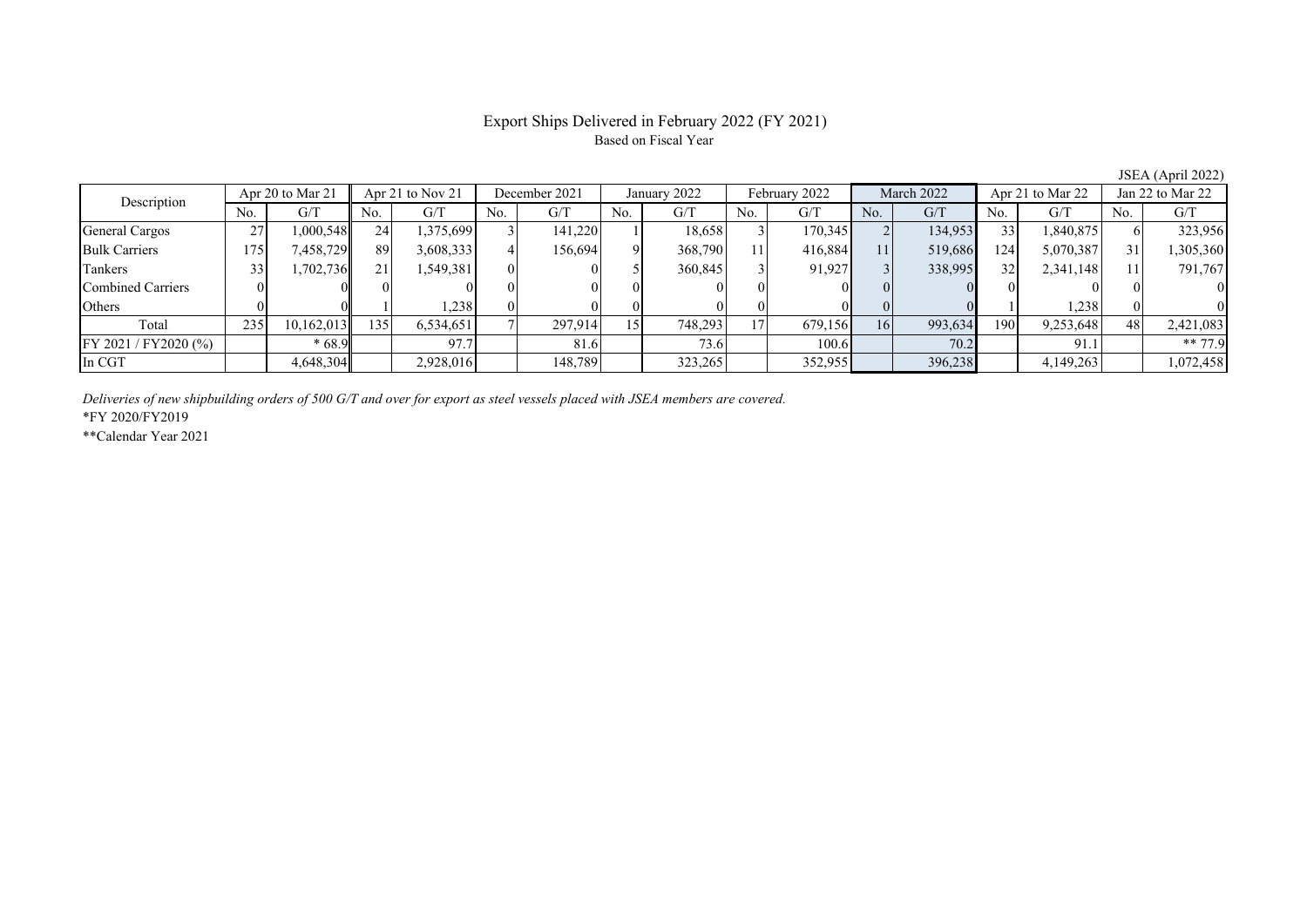# Export Ships Delivered in February 2022 (FY 2021)

Based on Fiscal Year

JSEA (April 2022)

| Description | Apr 20 to Mar 21 | | Apr 21 to Nov 21 | | December 2021 | | January 2022 | | February 2022 | | March 2022 | | Apr 21 to Mar 22 | | Jan 22 to Mar 22 | |
|---|---|---|---|---|---|---|---|---|---|---|---|---|---|---|---|---|
| | No. | G/T | No. | G/T | No. | G/T | No. | G/T | No. | G/T | No. | G/T | No. | G/T | No. | G/T |
| General Cargos | 27 | 1,000,548 | 24 | 1,375,699 | 3 | 141,220 | 1 | 18,658 | 3 | 170,345 | 2 | 134,953 | 33 | 1,840,875 | 6 | 323,956 |
| Bulk Carriers | 175 | 7,458,729 | 89 | 3,608,333 | 4 | 156,694 | 9 | 368,790 | 11 | 416,884 | 11 | 519,686 | 124 | 5,070,387 | 31 | 1,305,360 |
| Tankers | 33 | 1,702,736 | 21 | 1,549,381 | 0 | 0 | 5 | 360,845 | 3 | 91,927 | 3 | 338,995 | 32 | 2,341,148 | 11 | 791,767 |
| Combined Carriers | 0 | 0 | 0 | 0 | 0 | 0 | 0 | 0 | 0 | 0 | 0 | 0 | 0 | 0 | 0 | 0 |
| Others | 0 | 0 | 1 | 1,238 | 0 | 0 | 0 | 0 | 0 | 0 | 0 | 0 | 1 | 1,238 | 0 | 0 |
| Total | 235 | 10,162,013 | 135 | 6,534,651 | 7 | 297,914 | 15 | 748,293 | 17 | 679,156 | 16 | 993,634 | 190 | 9,253,648 | 48 | 2,421,083 |
| FY 2021 / FY2020 (%) | | * 68.9 | | 97.7 | | 81.6 | | 73.6 | | 100.6 | | 70.2 | | 91.1 | | ** 77.9 |
| In CGT | | 4,648,304 | | 2,928,016 | | 148,789 | | 323,265 | | 352,955 | | 396,238 | | 4,149,263 | | 1,072,458 |

*Deliveries of new shipbuilding orders of 500 G/T and over for export as steel vessels placed with JSEA members are covered.*

*FY 2020/FY2019

**Calendar Year 2021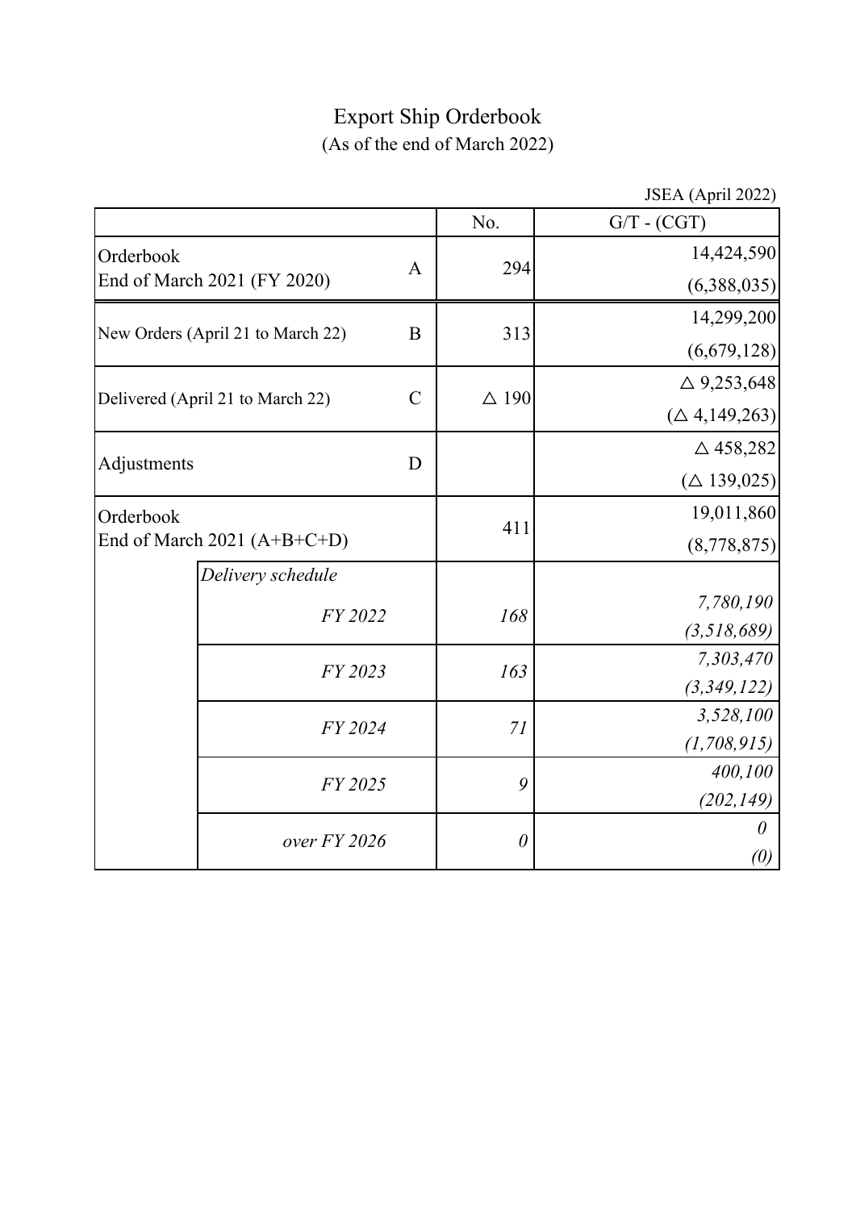# Export Ship Orderbook

(As of the end of March 2022)

JSEA (April 2022)

| | | | No. | G/T - (CGT) |
|---|---|---|---|---|
| Orderbook<br>End of March 2021 (FY 2020) | | A | 294 | 14,424,590<br>(6,388,035) |
| New Orders (April 21 to March 22) | | B | 313 | 14,299,200<br>(6,679,128) |
| Delivered (April 21 to March 22) | | C | △ 190 | △ 9,253,648<br>(△ 4,149,263) |
| Adjustments | | D | | △ 458,282<br>(△ 139,025) |
| Orderbook<br>End of March 2021 (A+B+C+D) | | | 411 | 19,011,860<br>(8,778,875) |
| | *Delivery schedule*<br>*FY 2022* | | *168* | *7,780,190*<br>*(3,518,689)* |
| | *FY 2023* | | *163* | *7,303,470*<br>*(3,349,122)* |
| | *FY 2024* | | *71* | *3,528,100*<br>*(1,708,915)* |
| | *FY 2025* | | *9* | *400,100*<br>*(202,149)* |
| | *over FY 2026* | | *0* | *0*<br>*(0)* |